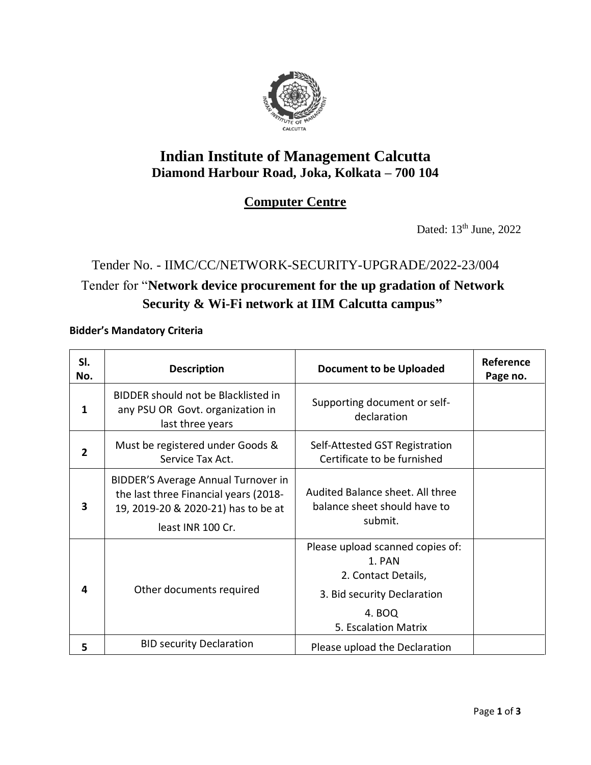# Indian Institute of Management Calcutta
## Diamond Harbour Road, Joka, Kolkata – 700 104

## Computer Centre

Dated: 13th June, 2022

Tender No. - IIMC/CC/NETWORK-SECURITY-UPGRADE/2022-23/004

Tender for "**Network device procurement for the up gradation of Network Security & Wi-Fi network at IIM Calcutta campus"**

**Bidder's Mandatory Criteria**

| Sl. No. | Description | Document to be Uploaded | Reference Page no. |
|---|---|---|---|
| 1 | BIDDER should not be Blacklisted in any PSU OR Govt. organization in last three years | Supporting document or self-declaration | |
| 2 | Must be registered under Goods & Service Tax Act. | Self-Attested GST Registration Certificate to be furnished | |
| 3 | BIDDER'S Average Annual Turnover in the last three Financial years (2018-19, 2019-20 & 2020-21) has to be at least INR 100 Cr. | Audited Balance sheet. All three balance sheet should have to submit. | |
| 4 | Other documents required | Please upload scanned copies of:<br>1. PAN<br>2. Contact Details,<br>3. Bid security Declaration<br>4. BOQ<br>5. Escalation Matrix | |
| 5 | BID security Declaration | Please upload the Declaration | |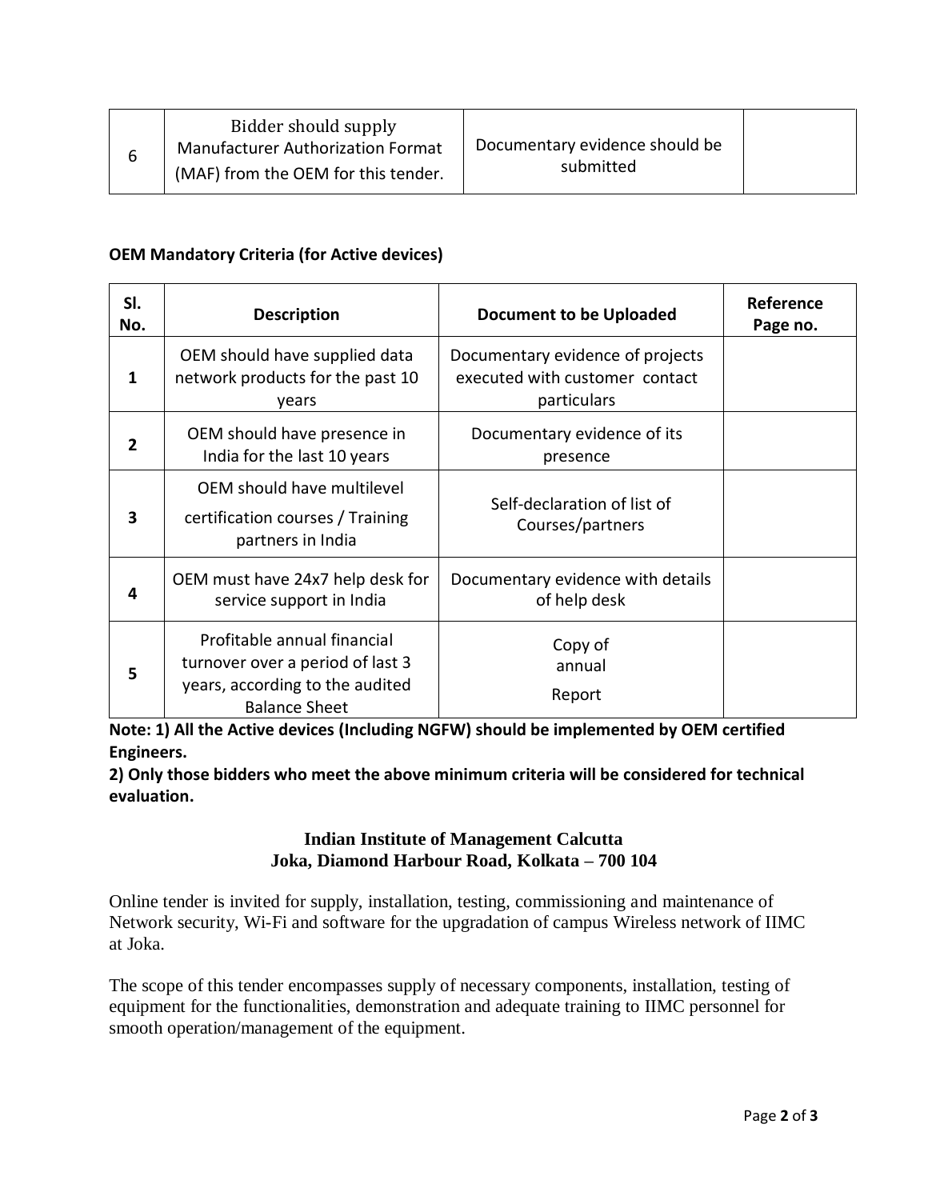| 6 | Bidder should supply Manufacturer Authorization Format (MAF) from the OEM for this tender. | Documentary evidence should be submitted | |
|---|---|---|---|

**OEM Mandatory Criteria (for Active devices)**

| Sl. No. | Description | Document to be Uploaded | Reference Page no. |
|---|---|---|---|
| **1** | OEM should have supplied data network products for the past 10 years | Documentary evidence of projects executed with customer contact particulars | |
| **2** | OEM should have presence in India for the last 10 years | Documentary evidence of its presence | |
| **3** | OEM should have multilevel certification courses / Training partners in India | Self-declaration of list of Courses/partners | |
| **4** | OEM must have 24x7 help desk for service support in India | Documentary evidence with details of help desk | |
| **5** | Profitable annual financial turnover over a period of last 3 years, according to the audited Balance Sheet | Copy of annual Report | |

**Note: 1) All the Active devices (Including NGFW) should be implemented by OEM certified Engineers.**

**2) Only those bidders who meet the above minimum criteria will be considered for technical evaluation.**

**Indian Institute of Management Calcutta**
**Joka, Diamond Harbour Road, Kolkata – 700 104**

Online tender is invited for supply, installation, testing, commissioning and maintenance of Network security, Wi-Fi and software for the upgradation of campus Wireless network of IIMC at Joka.

The scope of this tender encompasses supply of necessary components, installation, testing of equipment for the functionalities, demonstration and adequate training to IIMC personnel for smooth operation/management of the equipment.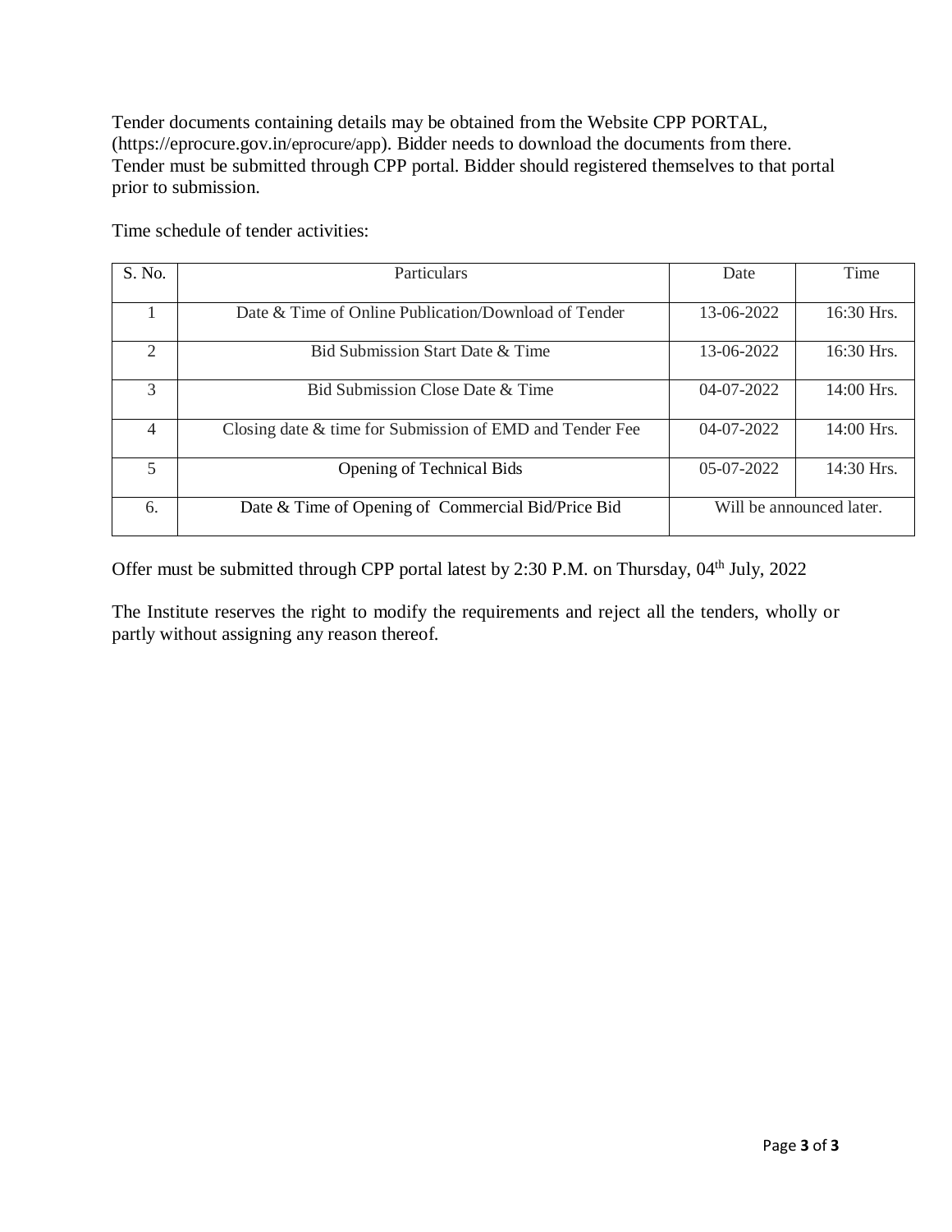Tender documents containing details may be obtained from the Website CPP PORTAL, (https://eprocure.gov.in/eprocure/app). Bidder needs to download the documents from there. Tender must be submitted through CPP portal. Bidder should registered themselves to that portal prior to submission.

Time schedule of tender activities:

| S. No. | Particulars | Date | Time |
|---|---|---|---|
| 1 | Date & Time of Online Publication/Download of Tender | 13-06-2022 | 16:30 Hrs. |
| 2 | Bid Submission Start Date & Time | 13-06-2022 | 16:30 Hrs. |
| 3 | Bid Submission Close Date & Time | 04-07-2022 | 14:00 Hrs. |
| 4 | Closing date & time for Submission of EMD and Tender Fee | 04-07-2022 | 14:00 Hrs. |
| 5 | Opening of Technical Bids | 05-07-2022 | 14:30 Hrs. |
| 6. | Date & Time of Opening of Commercial Bid/Price Bid | Will be announced later. | |

Offer must be submitted through CPP portal latest by 2:30 P.M. on Thursday, 04th July, 2022

The Institute reserves the right to modify the requirements and reject all the tenders, wholly or partly without assigning any reason thereof.